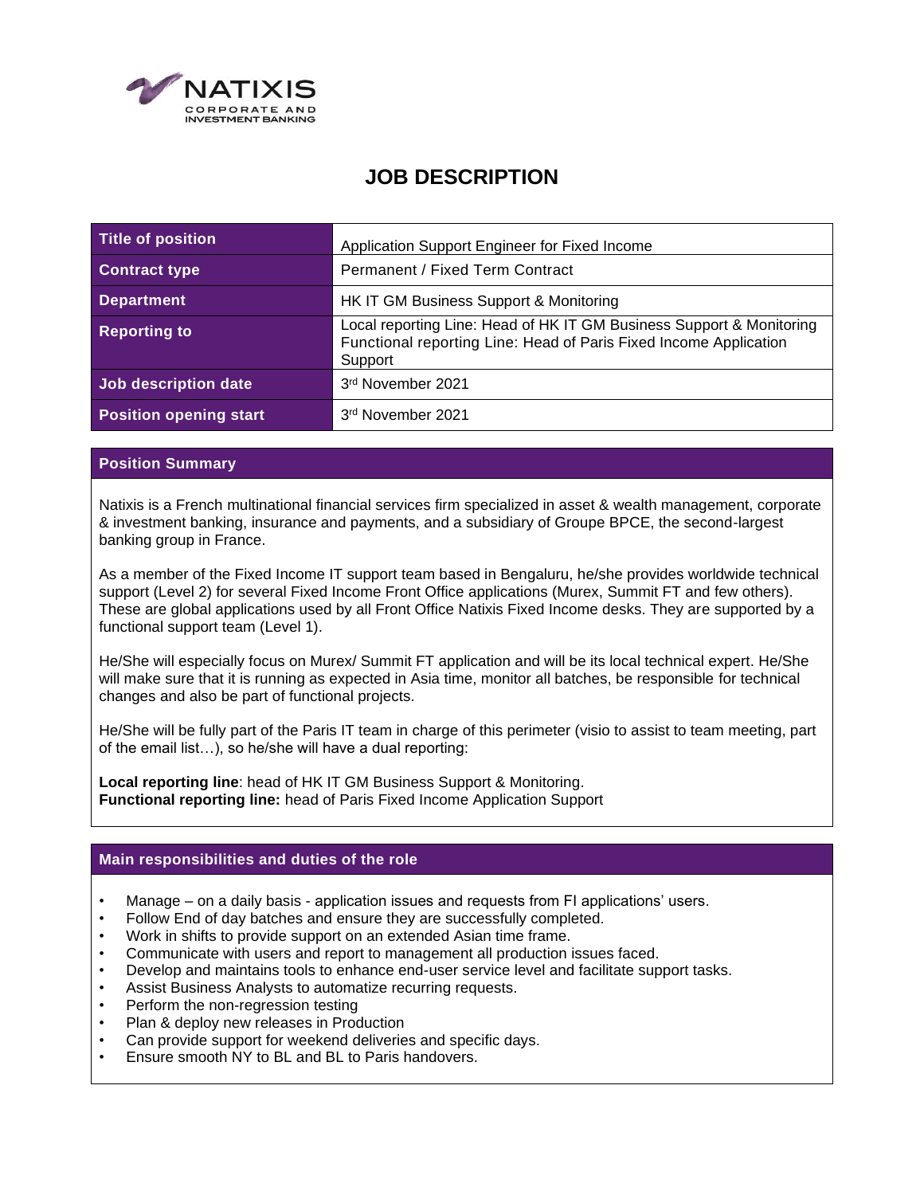# JOB DESCRIPTION

| Title of position | Application Support Engineer for Fixed Income |
|---|---|
| Contract type | Permanent / Fixed Term Contract |
| Department | HK IT GM Business Support & Monitoring |
| Reporting to | Local reporting Line: Head of HK IT GM Business Support & Monitoring<br>Functional reporting Line: Head of Paris Fixed Income Application Support |
| Job description date | 3rd November 2021 |
| Position opening start | 3rd November 2021 |

## Position Summary

Natixis is a French multinational financial services firm specialized in asset & wealth management, corporate & investment banking, insurance and payments, and a subsidiary of Groupe BPCE, the second-largest banking group in France.

As a member of the Fixed Income IT support team based in Bengaluru, he/she provides worldwide technical support (Level 2) for several Fixed Income Front Office applications (Murex, Summit FT and few others). These are global applications used by all Front Office Natixis Fixed Income desks. They are supported by a functional support team (Level 1).

He/She will especially focus on Murex/ Summit FT application and will be its local technical expert. He/She will make sure that it is running as expected in Asia time, monitor all batches, be responsible for technical changes and also be part of functional projects.

He/She will be fully part of the Paris IT team in charge of this perimeter (visio to assist to team meeting, part of the email list…), so he/she will have a dual reporting:

**Local reporting line**: head of HK IT GM Business Support & Monitoring.
**Functional reporting line:** head of Paris Fixed Income Application Support

## Main responsibilities and duties of the role

- Manage – on a daily basis - application issues and requests from FI applications' users.
- Follow End of day batches and ensure they are successfully completed.
- Work in shifts to provide support on an extended Asian time frame.
- Communicate with users and report to management all production issues faced.
- Develop and maintains tools to enhance end-user service level and facilitate support tasks.
- Assist Business Analysts to automatize recurring requests.
- Perform the non-regression testing
- Plan & deploy new releases in Production
- Can provide support for weekend deliveries and specific days.
- Ensure smooth NY to BL and BL to Paris handovers.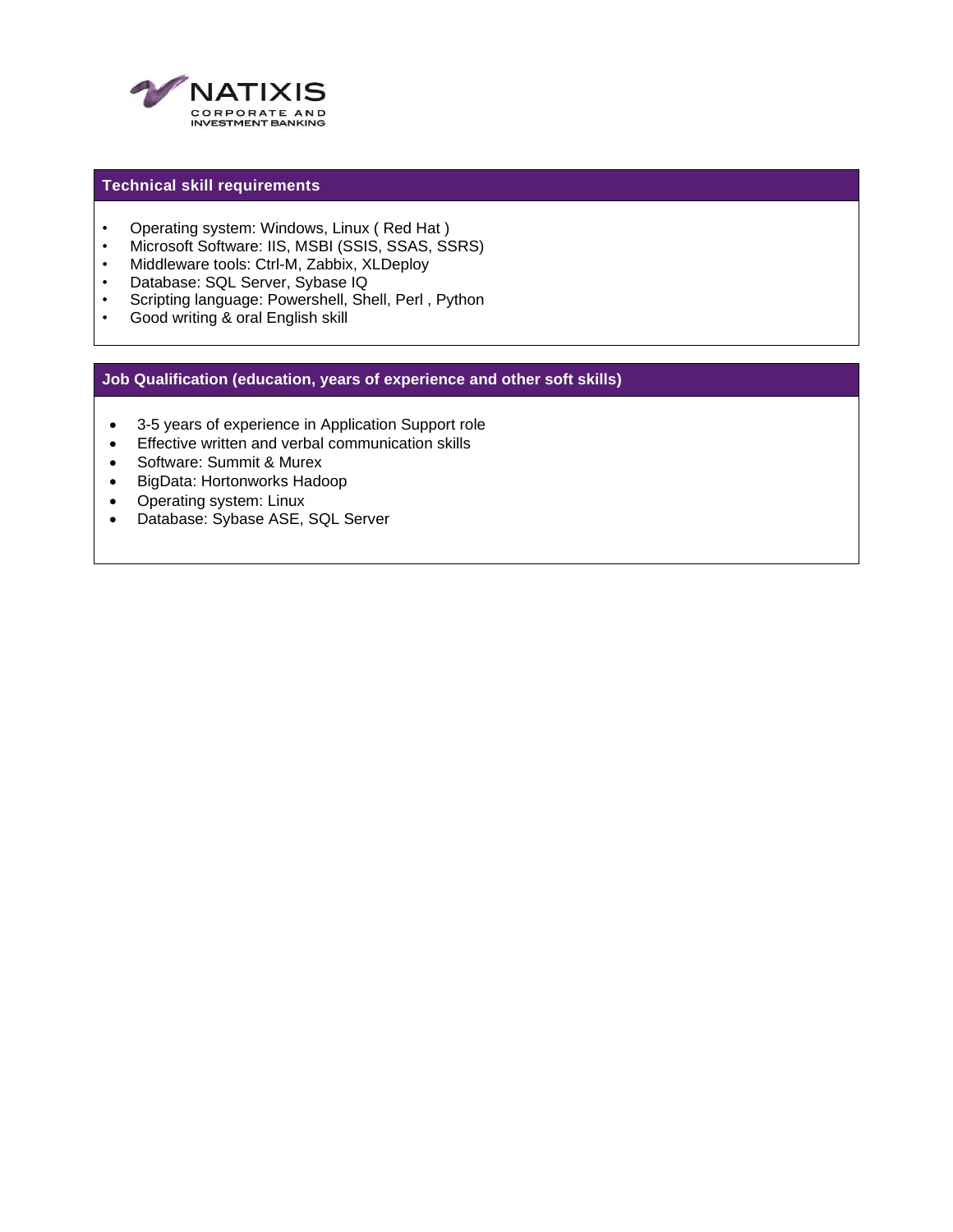## Technical skill requirements

- Operating system: Windows, Linux ( Red Hat )
- Microsoft Software: IIS, MSBI (SSIS, SSAS, SSRS)
- Middleware tools: Ctrl-M, Zabbix, XLDeploy
- Database: SQL Server, Sybase IQ
- Scripting language: Powershell, Shell, Perl , Python
- Good writing & oral English skill

## Job Qualification (education, years of experience and other soft skills)

- 3-5 years of experience in Application Support role
- Effective written and verbal communication skills
- Software: Summit & Murex
- BigData: Hortonworks Hadoop
- Operating system: Linux
- Database: Sybase ASE, SQL Server